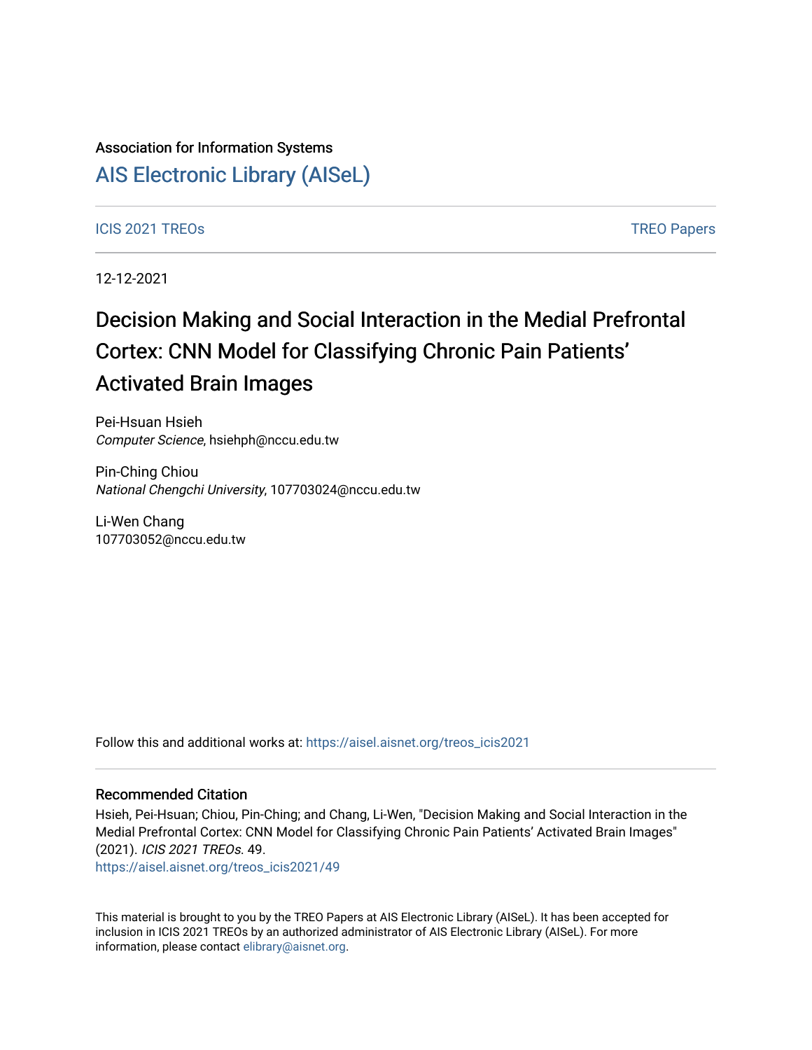Association for Information Systems

# AIS Electronic Library (AISeL)

ICIS 2021 TREOs

TREO Papers

12-12-2021

# Decision Making and Social Interaction in the Medial Prefrontal Cortex: CNN Model for Classifying Chronic Pain Patients' Activated Brain Images

Pei-Hsuan Hsieh
*Computer Science*, hsiehph@nccu.edu.tw

Pin-Ching Chiou
*National Chengchi University*, 107703024@nccu.edu.tw

Li-Wen Chang
107703052@nccu.edu.tw

Follow this and additional works at: https://aisel.aisnet.org/treos_icis2021

## Recommended Citation

Hsieh, Pei-Hsuan; Chiou, Pin-Ching; and Chang, Li-Wen, "Decision Making and Social Interaction in the Medial Prefrontal Cortex: CNN Model for Classifying Chronic Pain Patients' Activated Brain Images" (2021). *ICIS 2021 TREOs*. 49.
https://aisel.aisnet.org/treos_icis2021/49

This material is brought to you by the TREO Papers at AIS Electronic Library (AISeL). It has been accepted for inclusion in ICIS 2021 TREOs by an authorized administrator of AIS Electronic Library (AISeL). For more information, please contact elibrary@aisnet.org.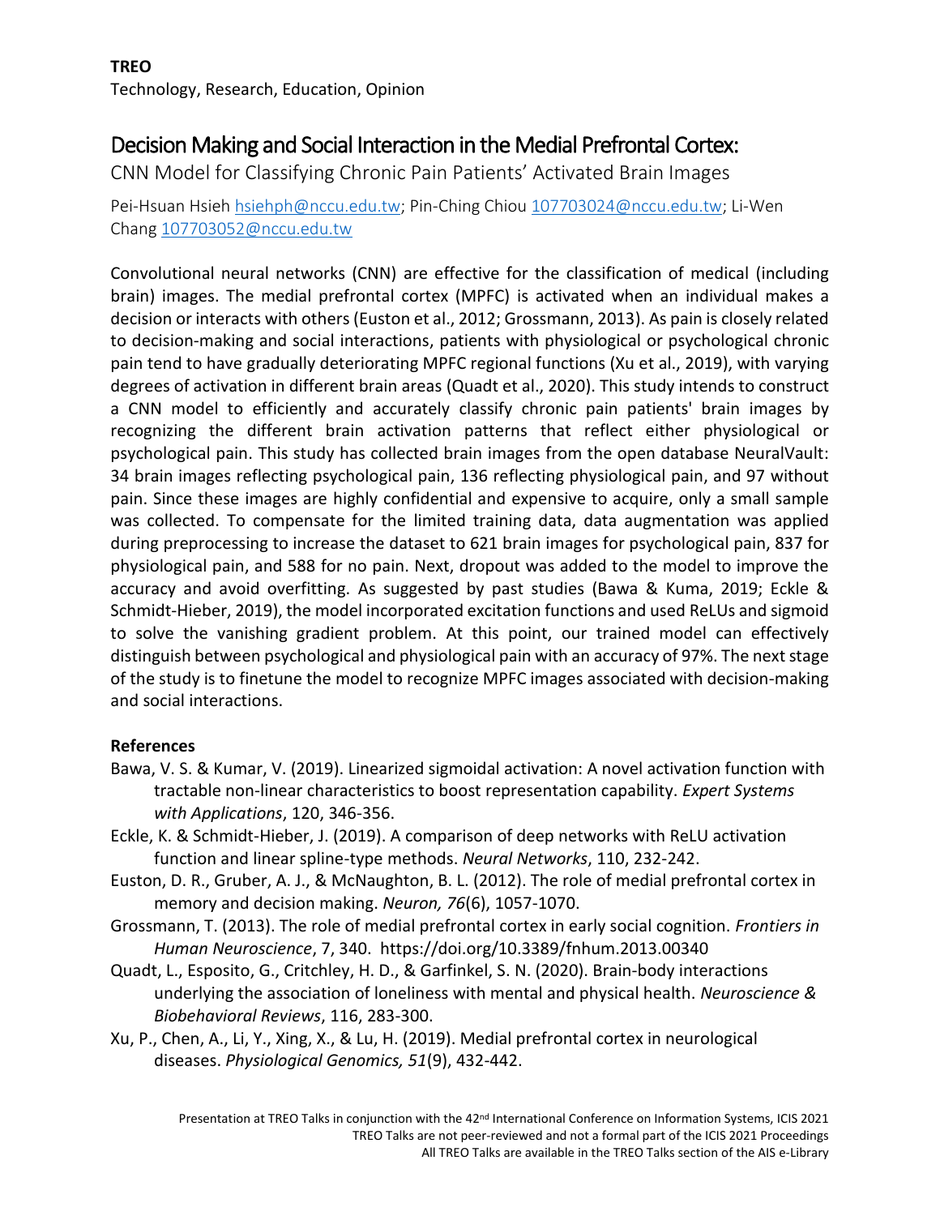**TREO**

Technology, Research, Education, Opinion

# Decision Making and Social Interaction in the Medial Prefrontal Cortex:

## CNN Model for Classifying Chronic Pain Patients' Activated Brain Images

Pei-Hsuan Hsieh hsiehph@nccu.edu.tw; Pin-Ching Chiou 107703024@nccu.edu.tw; Li-Wen Chang 107703052@nccu.edu.tw

Convolutional neural networks (CNN) are effective for the classification of medical (including brain) images. The medial prefrontal cortex (MPFC) is activated when an individual makes a decision or interacts with others (Euston et al., 2012; Grossmann, 2013). As pain is closely related to decision-making and social interactions, patients with physiological or psychological chronic pain tend to have gradually deteriorating MPFC regional functions (Xu et al., 2019), with varying degrees of activation in different brain areas (Quadt et al., 2020). This study intends to construct a CNN model to efficiently and accurately classify chronic pain patients' brain images by recognizing the different brain activation patterns that reflect either physiological or psychological pain. This study has collected brain images from the open database NeuralVault: 34 brain images reflecting psychological pain, 136 reflecting physiological pain, and 97 without pain. Since these images are highly confidential and expensive to acquire, only a small sample was collected. To compensate for the limited training data, data augmentation was applied during preprocessing to increase the dataset to 621 brain images for psychological pain, 837 for physiological pain, and 588 for no pain. Next, dropout was added to the model to improve the accuracy and avoid overfitting. As suggested by past studies (Bawa & Kuma, 2019; Eckle & Schmidt-Hieber, 2019), the model incorporated excitation functions and used ReLUs and sigmoid to solve the vanishing gradient problem. At this point, our trained model can effectively distinguish between psychological and physiological pain with an accuracy of 97%. The next stage of the study is to finetune the model to recognize MPFC images associated with decision-making and social interactions.

**References**

Bawa, V. S. & Kumar, V. (2019). Linearized sigmoidal activation: A novel activation function with tractable non-linear characteristics to boost representation capability. *Expert Systems with Applications*, 120, 346-356.

Eckle, K. & Schmidt-Hieber, J. (2019). A comparison of deep networks with ReLU activation function and linear spline-type methods. *Neural Networks*, 110, 232-242.

Euston, D. R., Gruber, A. J., & McNaughton, B. L. (2012). The role of medial prefrontal cortex in memory and decision making. *Neuron, 76*(6), 1057-1070.

Grossmann, T. (2013). The role of medial prefrontal cortex in early social cognition. *Frontiers in Human Neuroscience*, 7, 340. https://doi.org/10.3389/fnhum.2013.00340

Quadt, L., Esposito, G., Critchley, H. D., & Garfinkel, S. N. (2020). Brain-body interactions underlying the association of loneliness with mental and physical health. *Neuroscience & Biobehavioral Reviews*, 116, 283-300.

Xu, P., Chen, A., Li, Y., Xing, X., & Lu, H. (2019). Medial prefrontal cortex in neurological diseases. *Physiological Genomics, 51*(9), 432-442.

Presentation at TREO Talks in conjunction with the 42nd International Conference on Information Systems, ICIS 2021
TREO Talks are not peer-reviewed and not a formal part of the ICIS 2021 Proceedings
All TREO Talks are available in the TREO Talks section of the AIS e-Library